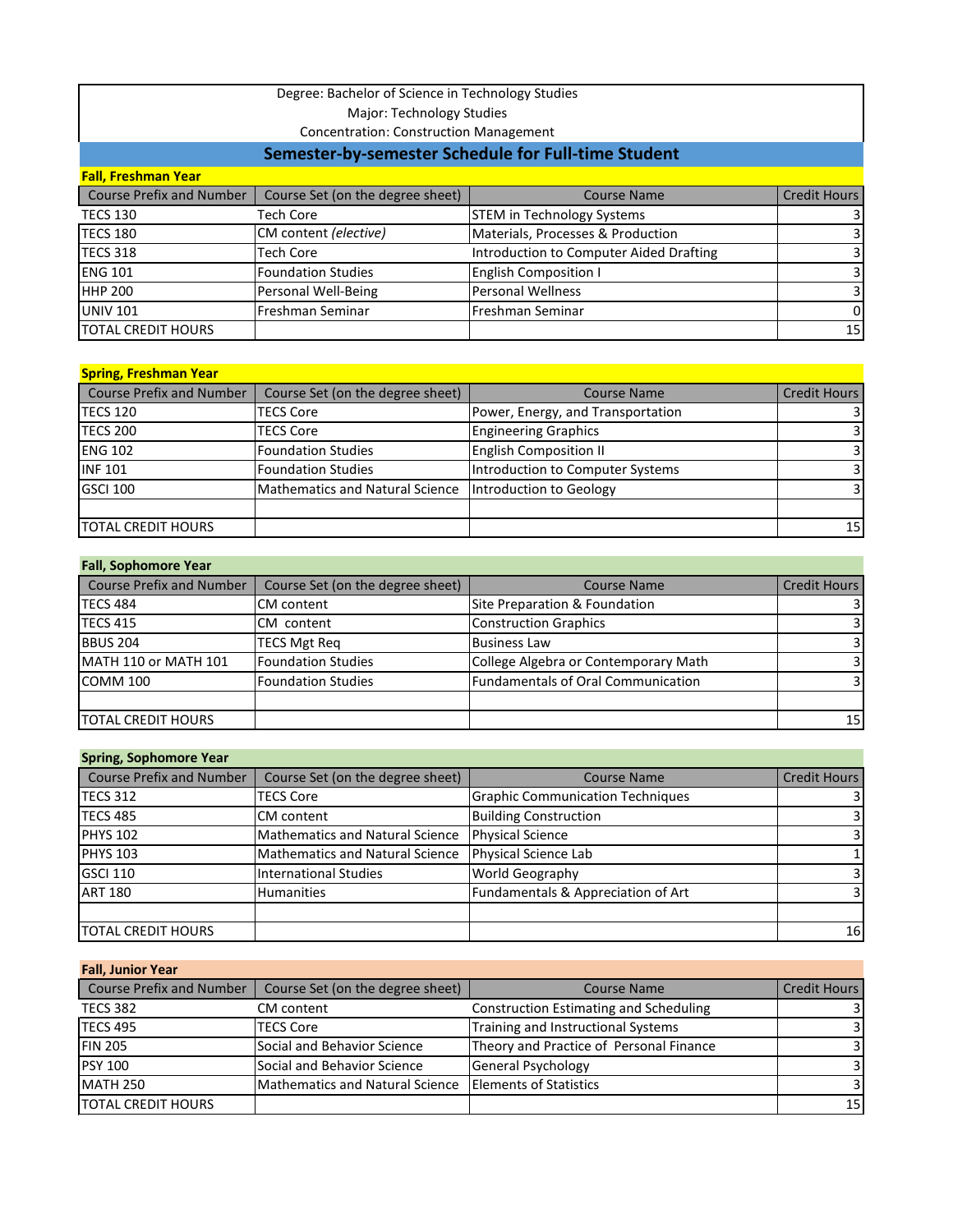Degree: Bachelor of Science in Technology Studies

Major: Technology Studies

Concentration: Construction Management

## Semester-by-semester Schedule for Full-time Student

### Fall, Freshman Year

| Course Prefix and Number | Course Set (on the degree sheet) | Course Name | Credit Hours |
|---|---|---|---|
| TECS 130 | Tech Core | STEM in Technology Systems | 3 |
| TECS 180 | CM content *(elective)* | Materials, Processes & Production | 3 |
| TECS 318 | Tech Core | Introduction to Computer Aided Drafting | 3 |
| ENG 101 | Foundation Studies | English Composition I | 3 |
| HHP 200 | Personal Well-Being | Personal Wellness | 3 |
| UNIV 101 | Freshman Seminar | Freshman Seminar | 0 |
| TOTAL CREDIT HOURS | | | 15 |

### Spring, Freshman Year

| Course Prefix and Number | Course Set (on the degree sheet) | Course Name | Credit Hours |
|---|---|---|---|
| TECS 120 | TECS Core | Power, Energy, and Transportation | 3 |
| TECS 200 | TECS Core | Engineering Graphics | 3 |
| ENG 102 | Foundation Studies | English Composition II | 3 |
| INF 101 | Foundation Studies | Introduction to Computer Systems | 3 |
| GSCI 100 | Mathematics and Natural Science | Introduction to Geology | 3 |
| | | | |
| TOTAL CREDIT HOURS | | | 15 |

### Fall, Sophomore Year

| Course Prefix and Number | Course Set (on the degree sheet) | Course Name | Credit Hours |
|---|---|---|---|
| TECS 484 | CM content | Site Preparation & Foundation | 3 |
| TECS 415 | CM content | Construction Graphics | 3 |
| BBUS 204 | TECS Mgt Req | Business Law | 3 |
| MATH 110 or MATH 101 | Foundation Studies | College Algebra or Contemporary Math | 3 |
| COMM 100 | Foundation Studies | Fundamentals of Oral Communication | 3 |
| | | | |
| TOTAL CREDIT HOURS | | | 15 |

### Spring, Sophomore Year

| Course Prefix and Number | Course Set (on the degree sheet) | Course Name | Credit Hours |
|---|---|---|---|
| TECS 312 | TECS Core | Graphic Communication Techniques | 3 |
| TECS 485 | CM content | Building Construction | 3 |
| PHYS 102 | Mathematics and Natural Science | Physical Science | 3 |
| PHYS 103 | Mathematics and Natural Science | Physical Science Lab | 1 |
| GSCI 110 | International Studies | World Geography | 3 |
| ART 180 | Humanities | Fundamentals & Appreciation of Art | 3 |
| | | | |
| TOTAL CREDIT HOURS | | | 16 |

### Fall, Junior Year

| Course Prefix and Number | Course Set (on the degree sheet) | Course Name | Credit Hours |
|---|---|---|---|
| TECS 382 | CM content | Construction Estimating and Scheduling | 3 |
| TECS 495 | TECS Core | Training and Instructional Systems | 3 |
| FIN 205 | Social and Behavior Science | Theory and Practice of Personal Finance | 3 |
| PSY 100 | Social and Behavior Science | General Psychology | 3 |
| MATH 250 | Mathematics and Natural Science | Elements of Statistics | 3 |
| TOTAL CREDIT HOURS | | | 15 |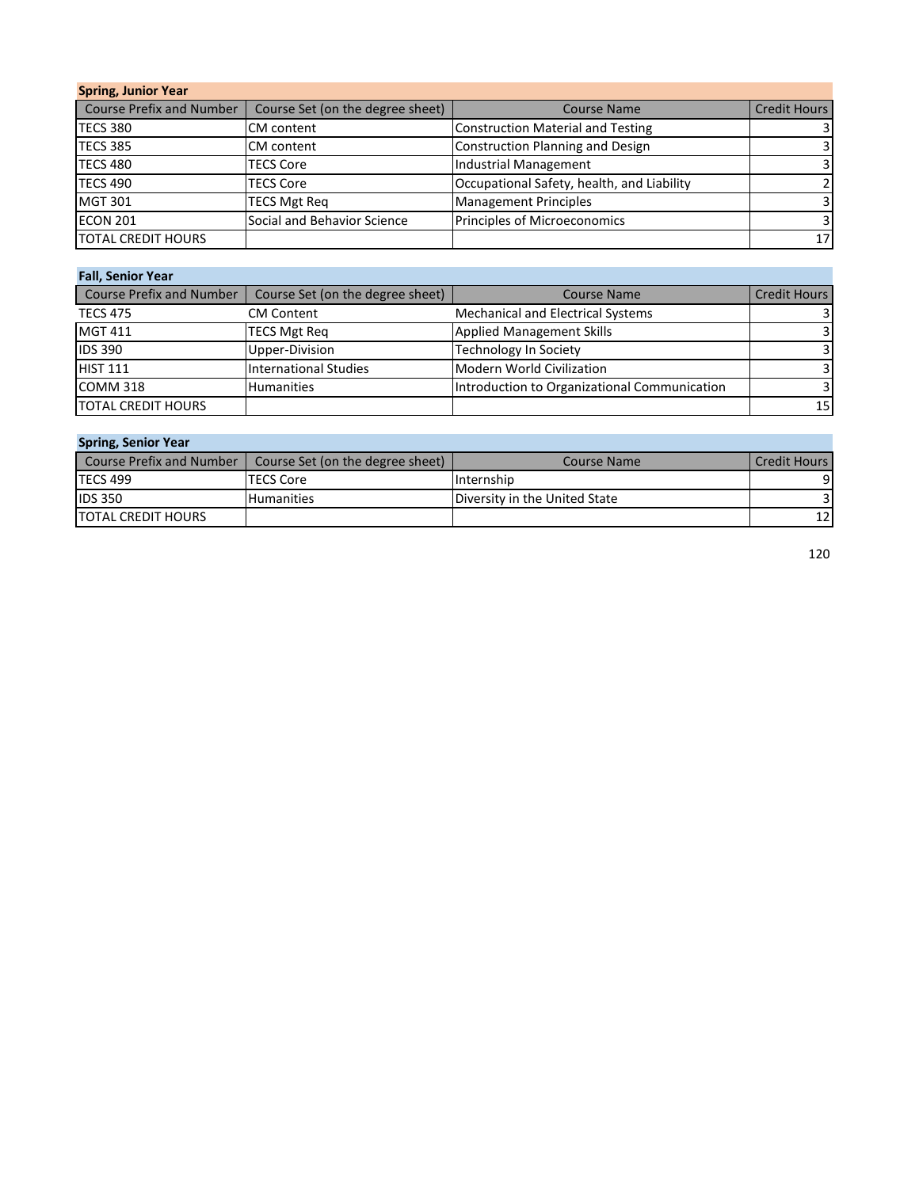**Spring, Junior Year**

| Course Prefix and Number | Course Set (on the degree sheet) | Course Name | Credit Hours |
|---|---|---|---|
| TECS 380 | CM content | Construction Material and Testing | 3 |
| TECS 385 | CM content | Construction Planning and Design | 3 |
| TECS 480 | TECS Core | Industrial Management | 3 |
| TECS 490 | TECS Core | Occupational Safety, health, and Liability | 2 |
| MGT 301 | TECS Mgt Req | Management Principles | 3 |
| ECON 201 | Social and Behavior Science | Principles of Microeconomics | 3 |
| TOTAL CREDIT HOURS | | | 17 |

**Fall, Senior Year**

| Course Prefix and Number | Course Set (on the degree sheet) | Course Name | Credit Hours |
|---|---|---|---|
| TECS 475 | CM Content | Mechanical and Electrical Systems | 3 |
| MGT 411 | TECS Mgt Req | Applied Management Skills | 3 |
| IDS 390 | Upper-Division | Technology In Society | 3 |
| HIST 111 | International Studies | Modern World Civilization | 3 |
| COMM 318 | Humanities | Introduction to Organizational Communication | 3 |
| TOTAL CREDIT HOURS | | | 15 |

**Spring, Senior Year**

| Course Prefix and Number | Course Set (on the degree sheet) | Course Name | Credit Hours |
|---|---|---|---|
| TECS 499 | TECS Core | Internship | 9 |
| IDS 350 | Humanities | Diversity in the United State | 3 |
| TOTAL CREDIT HOURS | | | 12 |

120